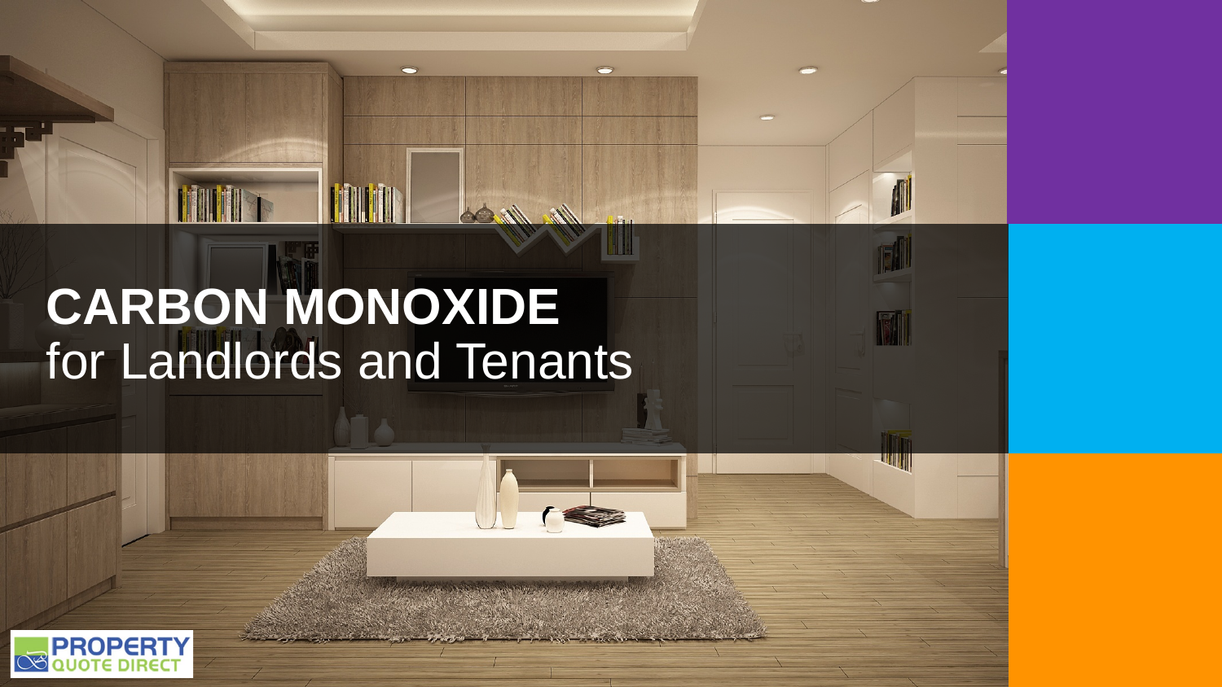# CARBON MONOXIDE
for Landlords and Tenants

PROPERTY QUOTE DIRECT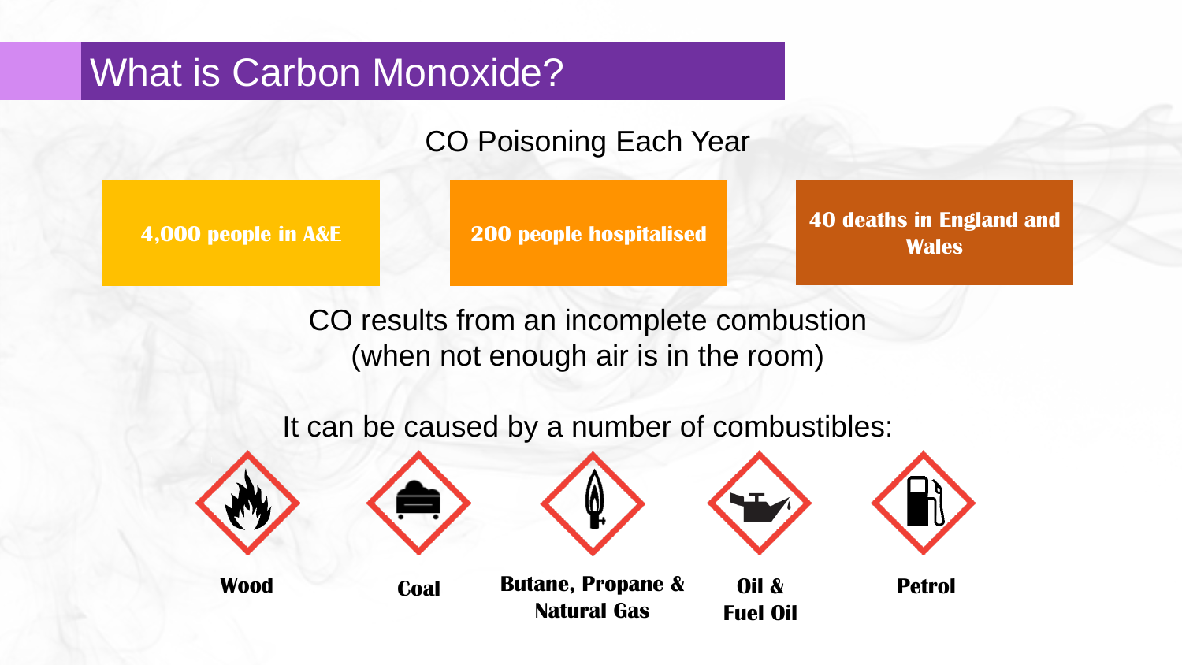# What is Carbon Monoxide?

## CO Poisoning Each Year

- **4,000 people in A&E**
- **200 people hospitalised**
- **40 deaths in England and Wales**

CO results from an incomplete combustion (when not enough air is in the room)

It can be caused by a number of combustibles:

- **Wood**
- **Coal**
- **Butane, Propane & Natural Gas**
- **Oil & Fuel Oil**
- **Petrol**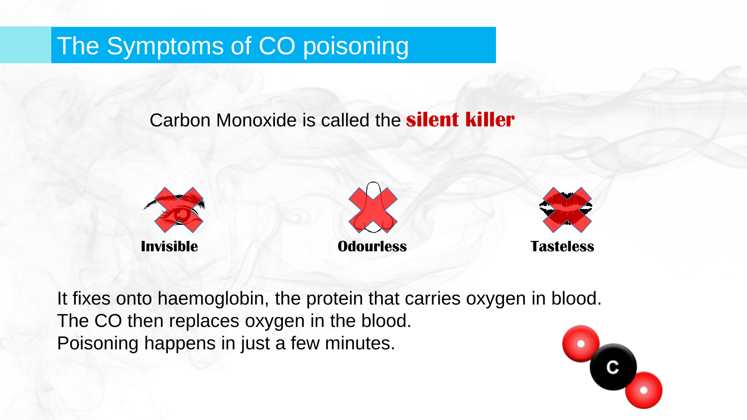# The Symptoms of CO poisoning

Carbon Monoxide is called the **silent killer**

**Invisible**

**Odourless**

**Tasteless**

It fixes onto haemoglobin, the protein that carries oxygen in blood.
The CO then replaces oxygen in the blood.
Poisoning happens in just a few minutes.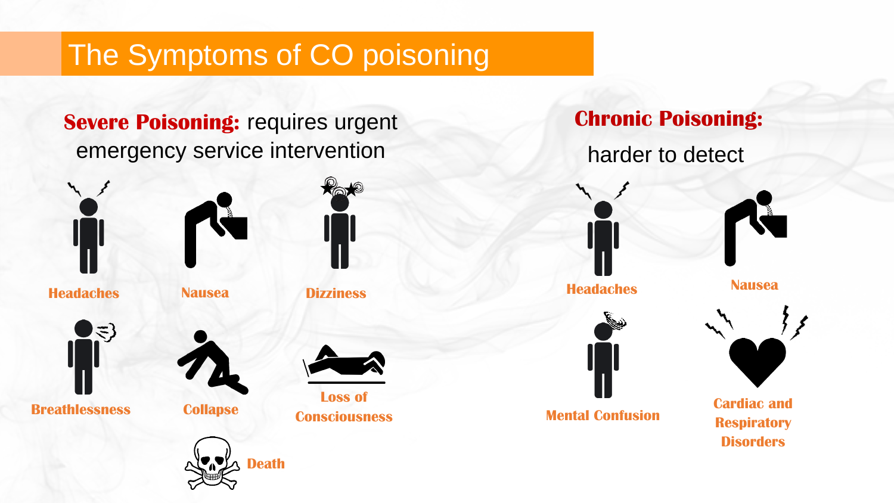# The Symptoms of CO poisoning

**Severe Poisoning:** requires urgent emergency service intervention

- Headaches
- Nausea
- Dizziness
- Breathlessness
- Collapse
- Loss of Consciousness
- Death

**Chronic Poisoning:**

harder to detect

- Headaches
- Nausea
- Mental Confusion
- Cardiac and Respiratory Disorders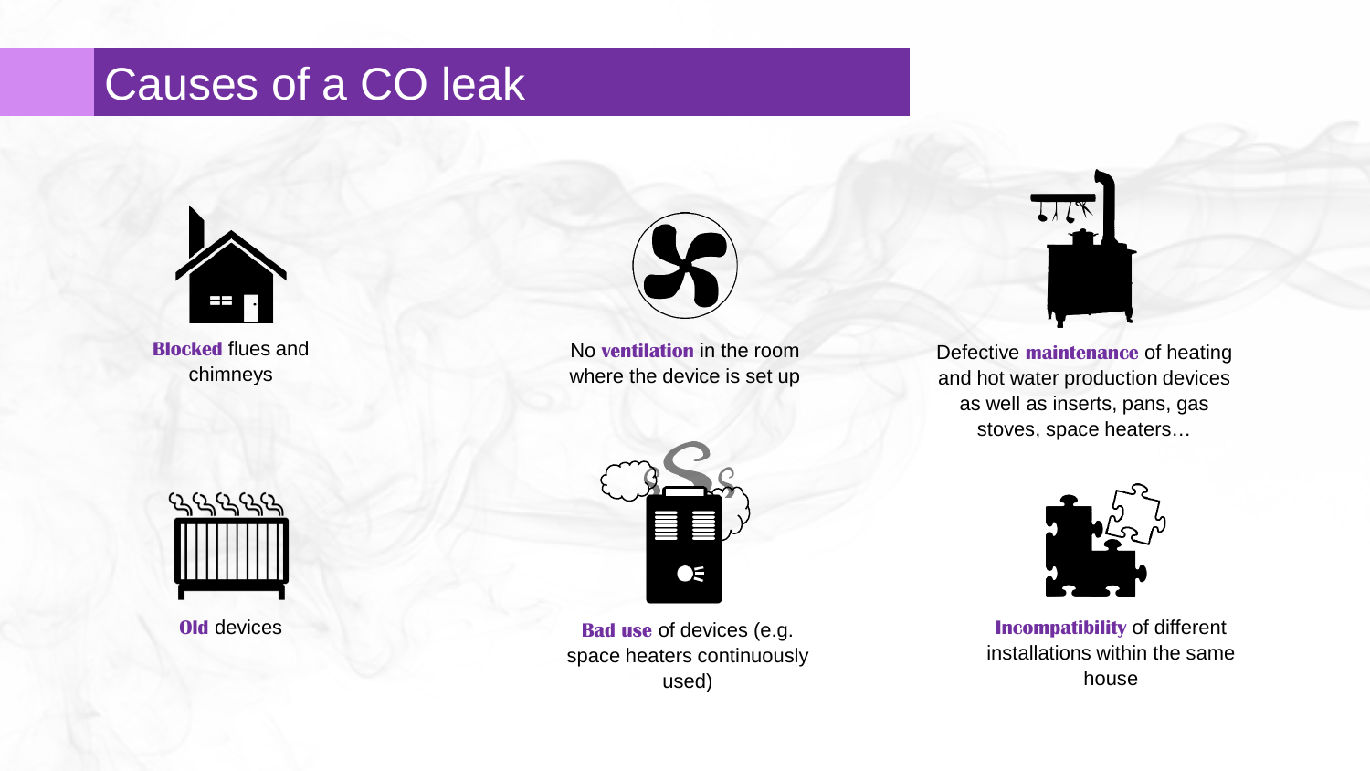# Causes of a CO leak

**Blocked** flues and chimneys

No **ventilation** in the room where the device is set up

Defective **maintenance** of heating and hot water production devices as well as inserts, pans, gas stoves, space heaters…

**Old** devices

**Bad use** of devices (e.g. space heaters continuously used)

**Incompatibility** of different installations within the same house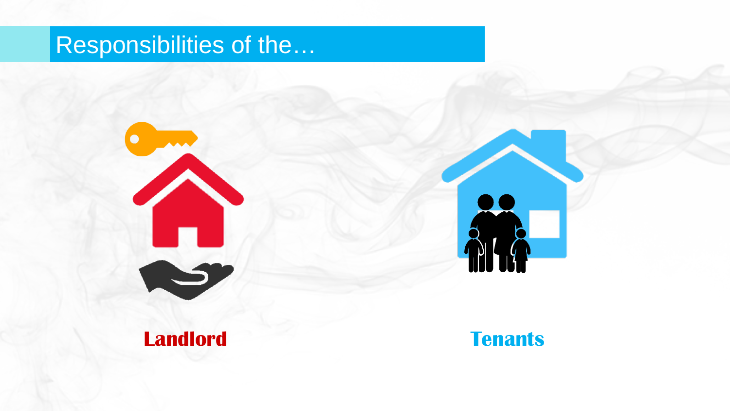# Responsibilities of the…

**Landlord**

**Tenants**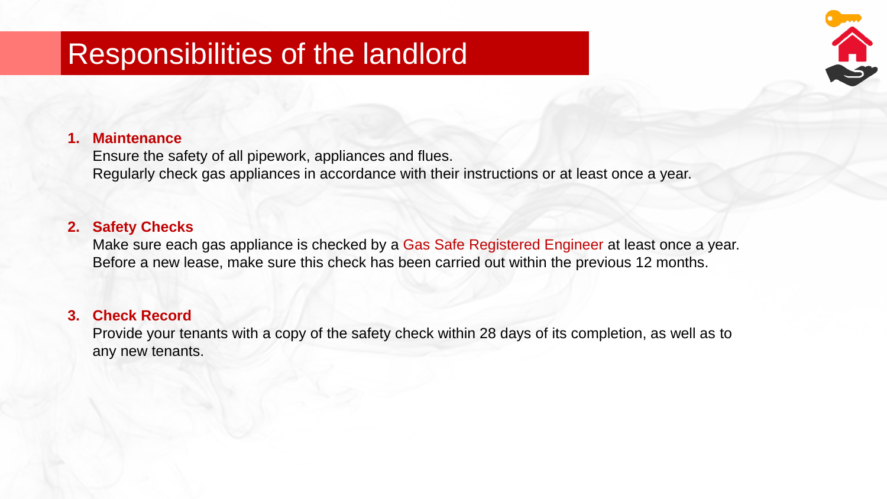# Responsibilities of the landlord

1. **Maintenance**
   Ensure the safety of all pipework, appliances and flues.
   Regularly check gas appliances in accordance with their instructions or at least once a year.

2. **Safety Checks**
   Make sure each gas appliance is checked by a Gas Safe Registered Engineer at least once a year.
   Before a new lease, make sure this check has been carried out within the previous 12 months.

3. **Check Record**
   Provide your tenants with a copy of the safety check within 28 days of its completion, as well as to any new tenants.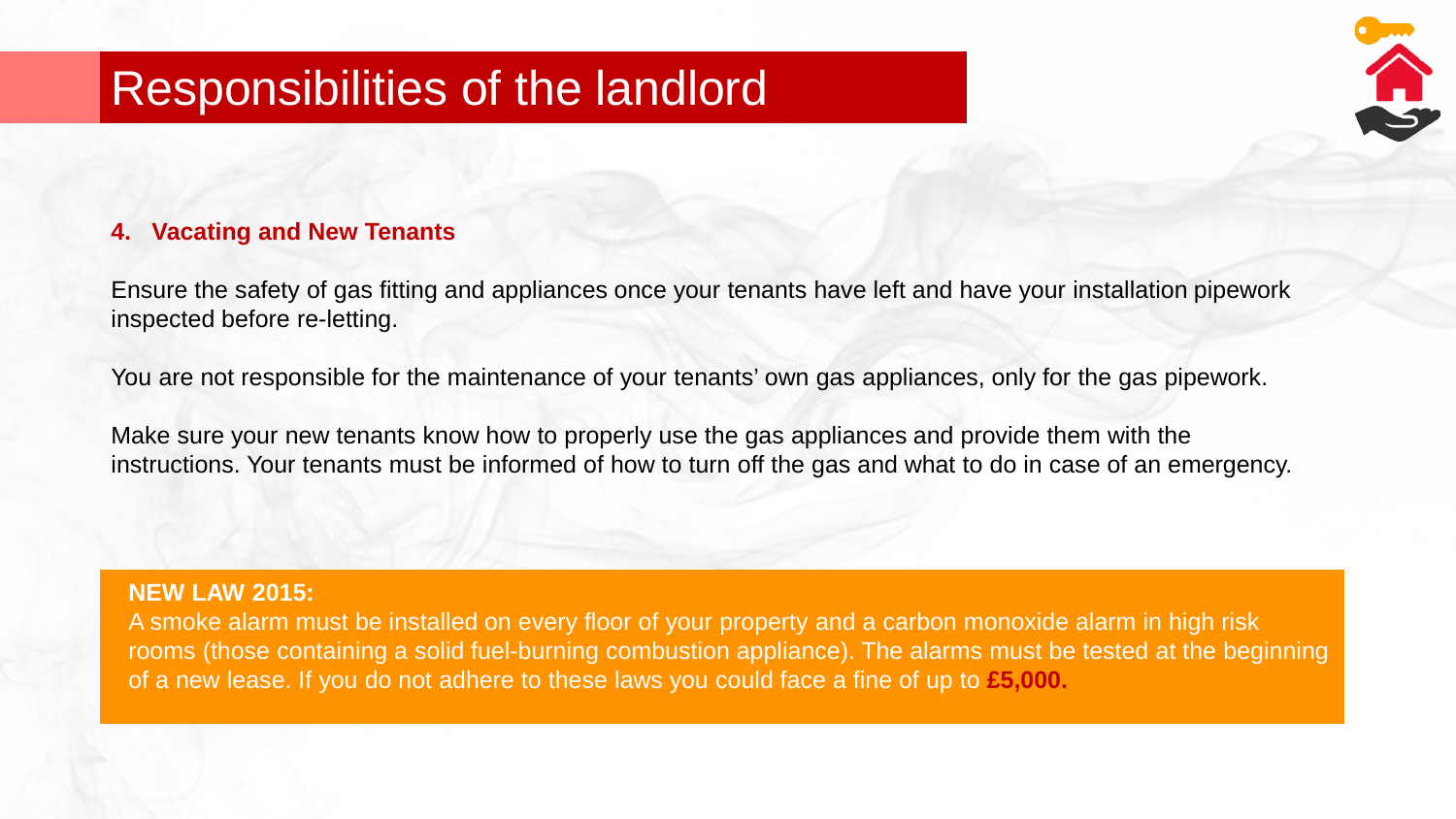# Responsibilities of the landlord

**4. Vacating and New Tenants**

Ensure the safety of gas fitting and appliances once your tenants have left and have your installation pipework inspected before re-letting.

You are not responsible for the maintenance of your tenants' own gas appliances, only for the gas pipework.

Make sure your new tenants know how to properly use the gas appliances and provide them with the instructions. Your tenants must be informed of how to turn off the gas and what to do in case of an emergency.

**NEW LAW 2015:**
A smoke alarm must be installed on every floor of your property and a carbon monoxide alarm in high risk rooms (those containing a solid fuel-burning combustion appliance). The alarms must be tested at the beginning of a new lease. If you do not adhere to these laws you could face a fine of up to **£5,000.**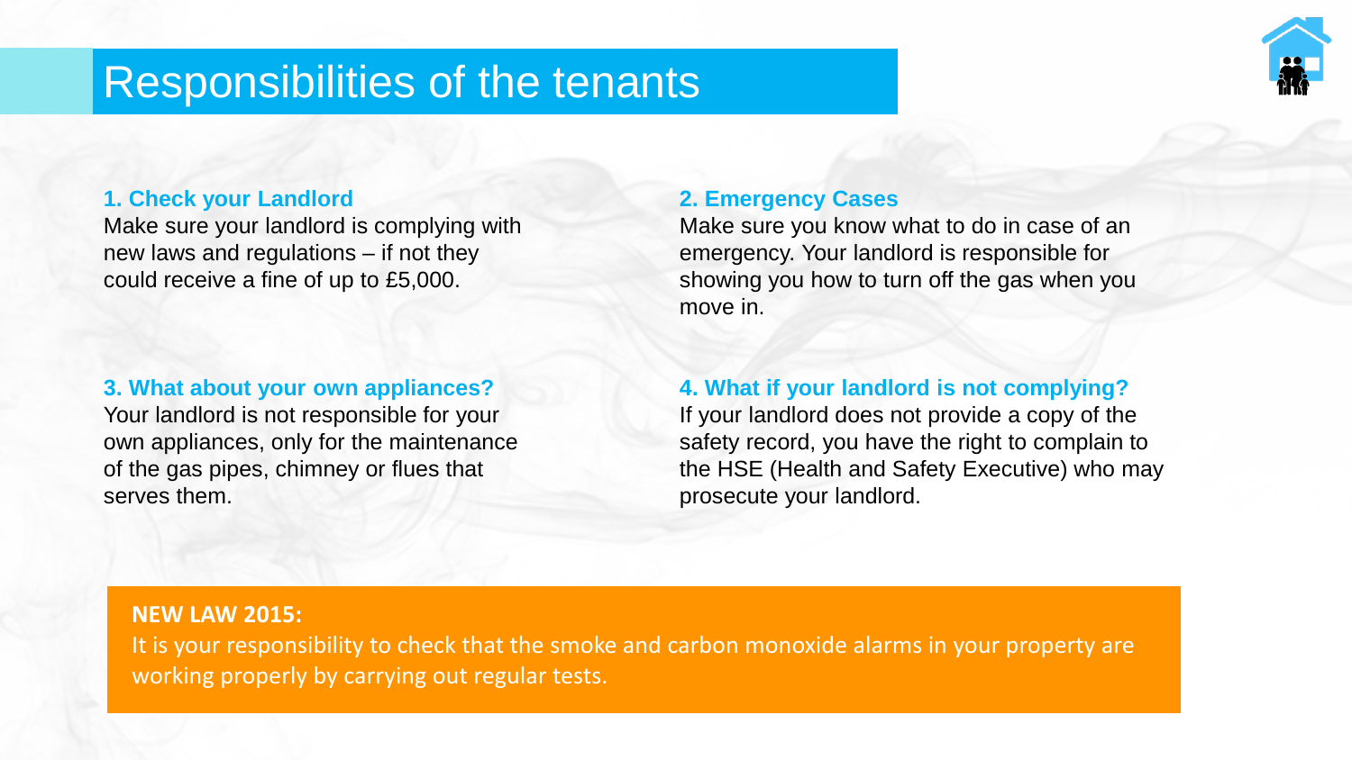# Responsibilities of the tenants

### 1. Check your Landlord

Make sure your landlord is complying with new laws and regulations – if not they could receive a fine of up to £5,000.

### 2. Emergency Cases

Make sure you know what to do in case of an emergency. Your landlord is responsible for showing you how to turn off the gas when you move in.

### 3. What about your own appliances?

Your landlord is not responsible for your own appliances, only for the maintenance of the gas pipes, chimney or flues that serves them.

### 4. What if your landlord is not complying?

If your landlord does not provide a copy of the safety record, you have the right to complain to the HSE (Health and Safety Executive) who may prosecute your landlord.

**NEW LAW 2015:**

It is your responsibility to check that the smoke and carbon monoxide alarms in your property are working properly by carrying out regular tests.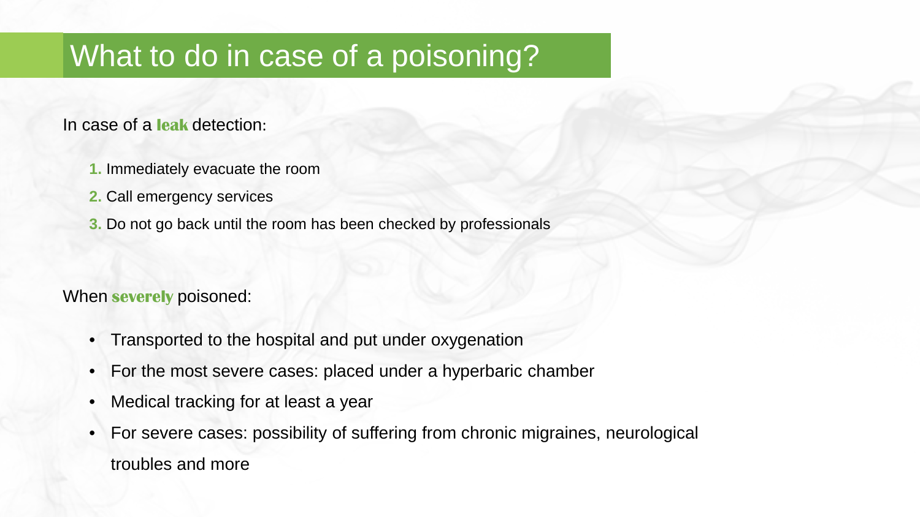# What to do in case of a poisoning?

In case of a **leak** detection:

1. Immediately evacuate the room
2. Call emergency services
3. Do not go back until the room has been checked by professionals

When **severely** poisoned:

- Transported to the hospital and put under oxygenation
- For the most severe cases: placed under a hyperbaric chamber
- Medical tracking for at least a year
- For severe cases: possibility of suffering from chronic migraines, neurological troubles and more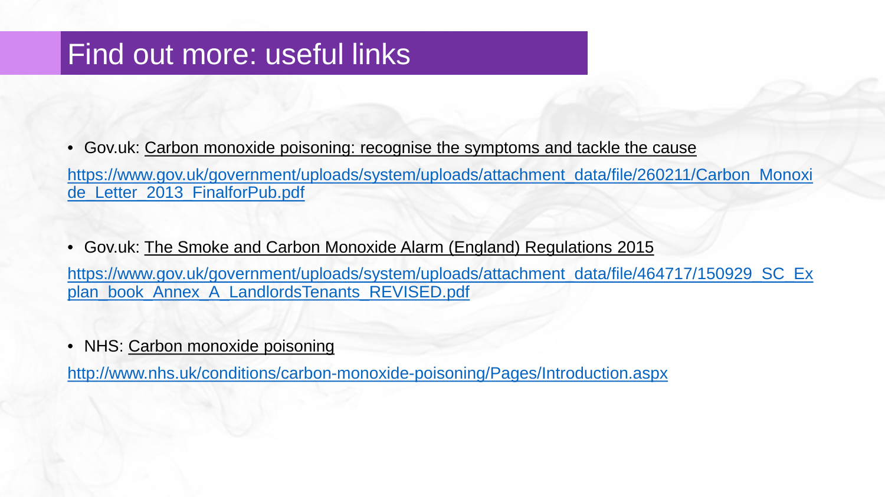# Find out more: useful links

- Gov.uk: Carbon monoxide poisoning: recognise the symptoms and tackle the cause

https://www.gov.uk/government/uploads/system/uploads/attachment_data/file/260211/Carbon_Monoxide_Letter_2013_FinalforPub.pdf

- Gov.uk: The Smoke and Carbon Monoxide Alarm (England) Regulations 2015

https://www.gov.uk/government/uploads/system/uploads/attachment_data/file/464717/150929_SC_Explan_book_Annex_A_LandlordsTenants_REVISED.pdf

- NHS: Carbon monoxide poisoning

http://www.nhs.uk/conditions/carbon-monoxide-poisoning/Pages/Introduction.aspx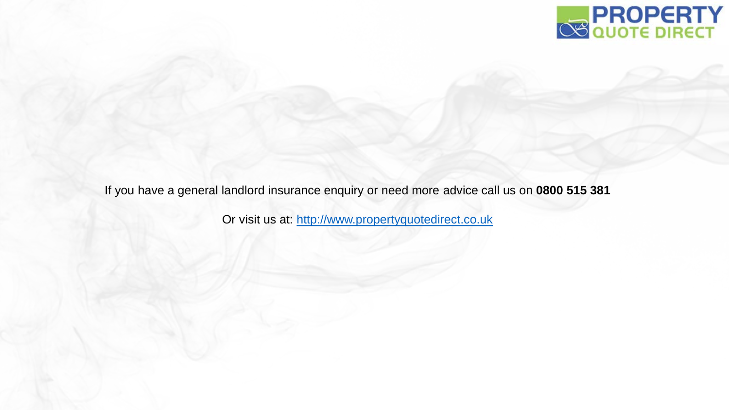If you have a general landlord insurance enquiry or need more advice call us on **0800 515 381**

Or visit us at: [http://www.propertyquotedirect.co.uk](http://www.propertyquotedirect.co.uk)